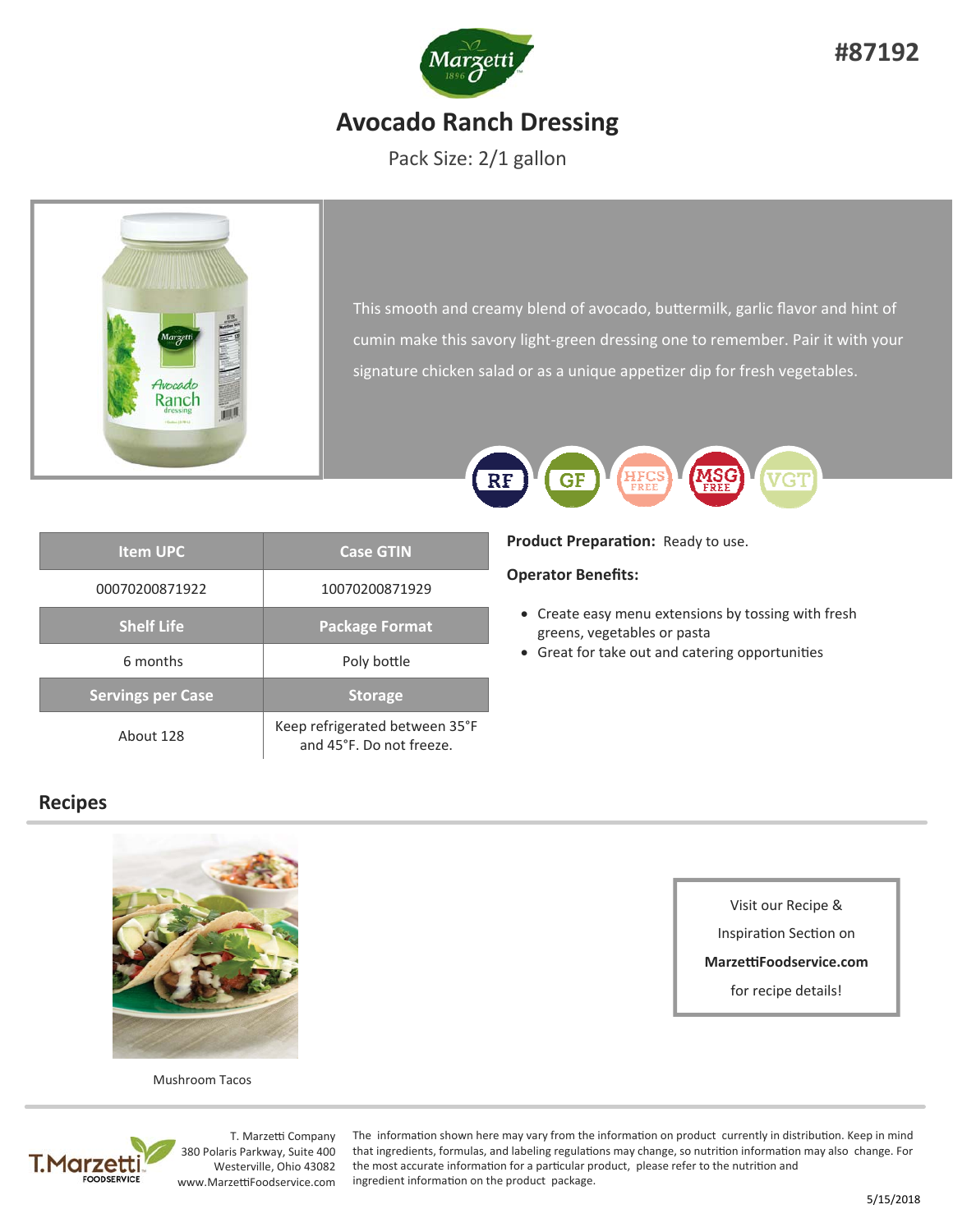#87192

# Avocado Ranch Dressing

Pack Size: 2/1 gallon

This smooth and creamy blend of avocado, buttermilk, garlic flavor and hint of cumin make this savory light-green dressing one to remember. Pair it with your signature chicken salad or as a unique appetizer dip for fresh vegetables.

RF GF HFCS FREE MSG FREE VGT

| Item UPC | Case GTIN |
| --- | --- |
| 00070200871922 | 10070200871929 |
| **Shelf Life** | **Package Format** |
| 6 months | Poly bottle |
| **Servings per Case** | **Storage** |
| About 128 | Keep refrigerated between 35°F and 45°F. Do not freeze. |

**Product Preparation:** Ready to use.

**Operator Benefits:**

- Create easy menu extensions by tossing with fresh greens, vegetables or pasta
- Great for take out and catering opportunities

## Recipes

Mushroom Tacos

Visit our Recipe & Inspiration Section on **MarzettiFoodservice.com** for recipe details!

T. Marzetti Company
380 Polaris Parkway, Suite 400
Westerville, Ohio 43082
www.MarzettiFoodservice.com

The information shown here may vary from the information on product currently in distribution. Keep in mind that ingredients, formulas, and labeling regulations may change, so nutrition information may also change. For the most accurate information for a particular product, please refer to the nutrition and ingredient information on the product package.

5/15/2018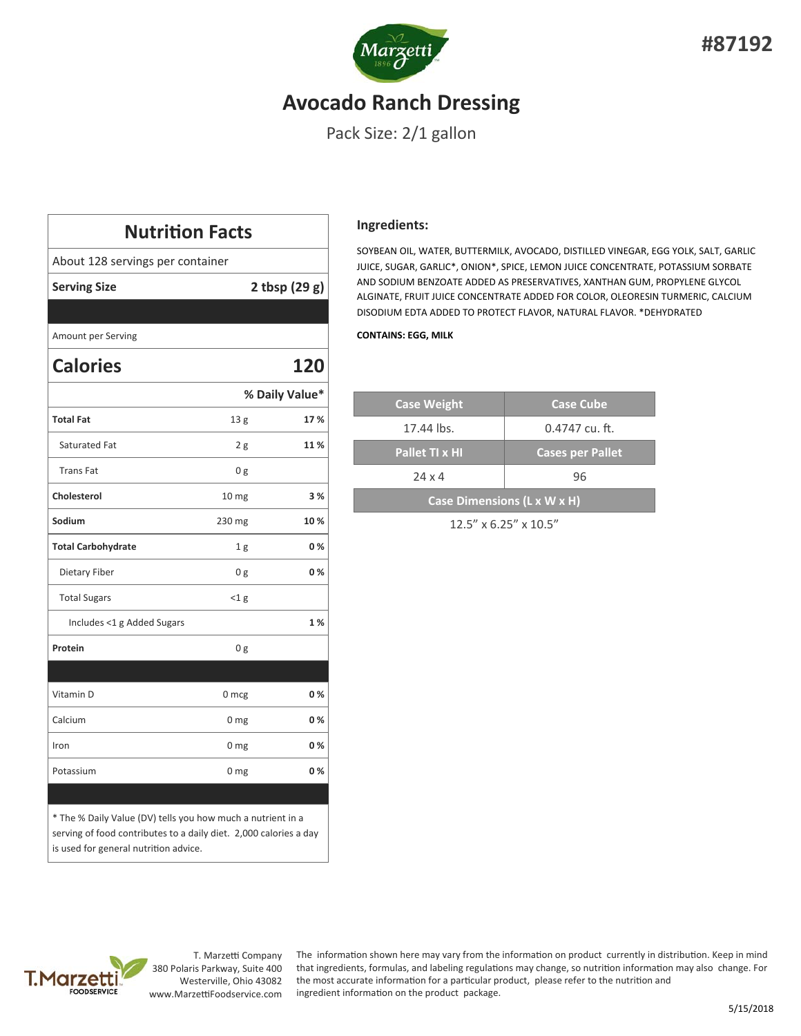# #87192

## Avocado Ranch Dressing

Pack Size: 2/1 gallon

### Nutrition Facts

| | | |
|---|---|---|
| About 128 servings per container | | |
| **Serving Size** | | **2 tbsp (29 g)** |
| Amount per Serving | | |
| **Calories** | | **120** |
| | | **% Daily Value*** |
| **Total Fat** | 13 g | **17 %** |
| Saturated Fat | 2 g | **11 %** |
| Trans Fat | 0 g | |
| **Cholesterol** | 10 mg | **3 %** |
| **Sodium** | 230 mg | **10 %** |
| **Total Carbohydrate** | 1 g | **0 %** |
| Dietary Fiber | 0 g | **0 %** |
| Total Sugars | <1 g | |
| Includes <1 g Added Sugars | | **1 %** |
| **Protein** | 0 g | |
| Vitamin D | 0 mcg | **0 %** |
| Calcium | 0 mg | **0 %** |
| Iron | 0 mg | **0 %** |
| Potassium | 0 mg | **0 %** |

* The % Daily Value (DV) tells you how much a nutrient in a serving of food contributes to a daily diet. 2,000 calories a day is used for general nutrition advice.

### Ingredients:

SOYBEAN OIL, WATER, BUTTERMILK, AVOCADO, DISTILLED VINEGAR, EGG YOLK, SALT, GARLIC JUICE, SUGAR, GARLIC*, ONION*, SPICE, LEMON JUICE CONCENTRATE, POTASSIUM SORBATE AND SODIUM BENZOATE ADDED AS PRESERVATIVES, XANTHAN GUM, PROPYLENE GLYCOL ALGINATE, FRUIT JUICE CONCENTRATE ADDED FOR COLOR, OLEORESIN TURMERIC, CALCIUM DISODIUM EDTA ADDED TO PROTECT FLAVOR, NATURAL FLAVOR. *DEHYDRATED

**CONTAINS: EGG, MILK**

| Case Weight | Case Cube |
|---|---|
| 17.44 lbs. | 0.4747 cu. ft. |
| **Pallet TI x HI** | **Cases per Pallet** |
| 24 x 4 | 96 |
| **Case Dimensions (L x W x H)** | |
| 12.5” x 6.25” x 10.5” | |

T. Marzetti Company
380 Polaris Parkway, Suite 400
Westerville, Ohio 43082
www.MarzettiFoodservice.com

The information shown here may vary from the information on product currently in distribution. Keep in mind that ingredients, formulas, and labeling regulations may change, so nutrition information may also change. For the most accurate information for a particular product, please refer to the nutrition and ingredient information on the product package.

5/15/2018